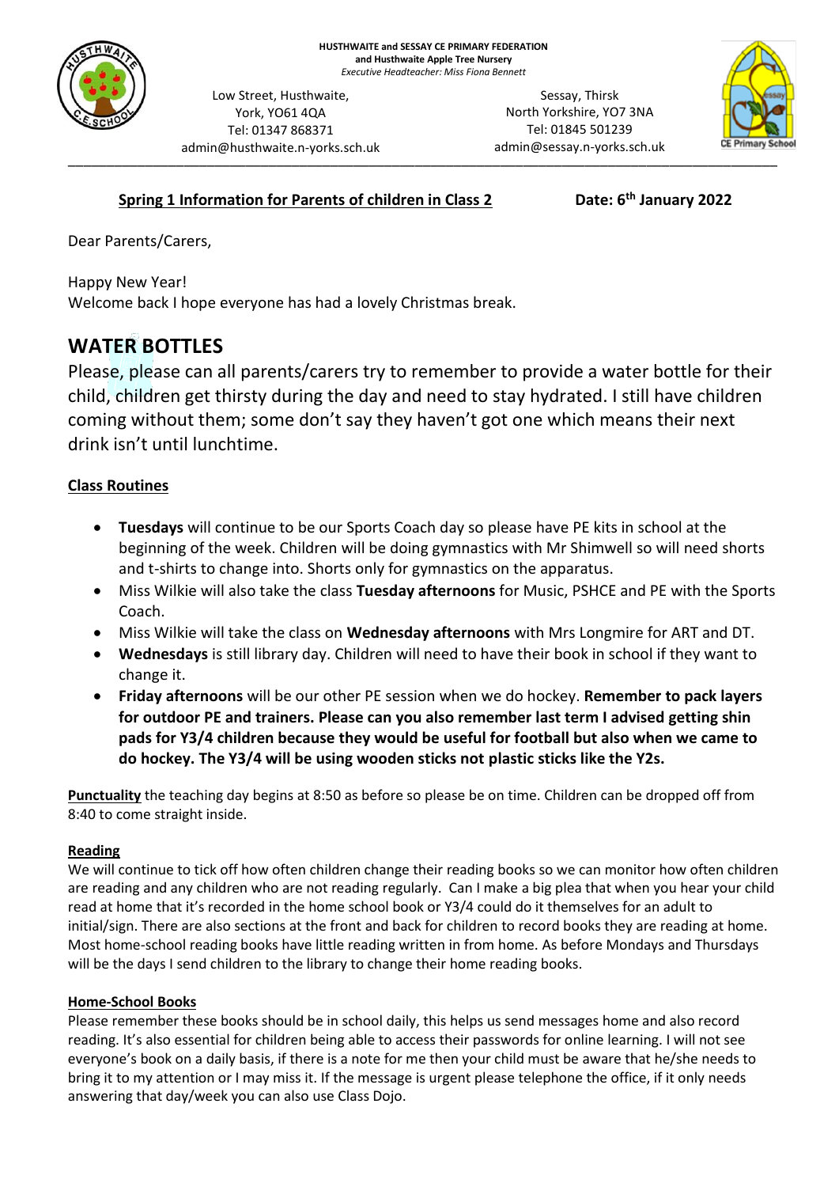**HUSTHWAITE and SESSAY CE PRIMARY FEDERATION**
**and Husthwaite Apple Tree Nursery**
*Executive Headteacher: Miss Fiona Bennett*

Low Street, Husthwaite,
York, YO61 4QA
Tel: 01347 868371
admin@husthwaite.n-yorks.sch.uk

Sessay, Thirsk
North Yorkshire, YO7 3NA
Tel: 01845 501239
admin@sessay.n-yorks.sch.uk

---

**Spring 1 Information for Parents of children in Class 2** **Date: 6th January 2022**

Dear Parents/Carers,

Happy New Year!
Welcome back I hope everyone has had a lovely Christmas break.

## WATER BOTTLES

Please, please can all parents/carers try to remember to provide a water bottle for their child, children get thirsty during the day and need to stay hydrated. I still have children coming without them; some don't say they haven't got one which means their next drink isn't until lunchtime.

**Class Routines**

- **Tuesdays** will continue to be our Sports Coach day so please have PE kits in school at the beginning of the week. Children will be doing gymnastics with Mr Shimwell so will need shorts and t-shirts to change into. Shorts only for gymnastics on the apparatus.
- Miss Wilkie will also take the class **Tuesday afternoons** for Music, PSHCE and PE with the Sports Coach.
- Miss Wilkie will take the class on **Wednesday afternoons** with Mrs Longmire for ART and DT.
- **Wednesdays** is still library day. Children will need to have their book in school if they want to change it.
- **Friday afternoons** will be our other PE session when we do hockey. **Remember to pack layers for outdoor PE and trainers. Please can you also remember last term I advised getting shin pads for Y3/4 children because they would be useful for football but also when we came to do hockey. The Y3/4 will be using wooden sticks not plastic sticks like the Y2s.**

**Punctuality** the teaching day begins at 8:50 as before so please be on time. Children can be dropped off from 8:40 to come straight inside.

**Reading**
We will continue to tick off how often children change their reading books so we can monitor how often children are reading and any children who are not reading regularly. Can I make a big plea that when you hear your child read at home that it's recorded in the home school book or Y3/4 could do it themselves for an adult to initial/sign. There are also sections at the front and back for children to record books they are reading at home. Most home-school reading books have little reading written in from home. As before Mondays and Thursdays will be the days I send children to the library to change their home reading books.

**Home-School Books**
Please remember these books should be in school daily, this helps us send messages home and also record reading. It's also essential for children being able to access their passwords for online learning. I will not see everyone's book on a daily basis, if there is a note for me then your child must be aware that he/she needs to bring it to my attention or I may miss it. If the message is urgent please telephone the office, if it only needs answering that day/week you can also use Class Dojo.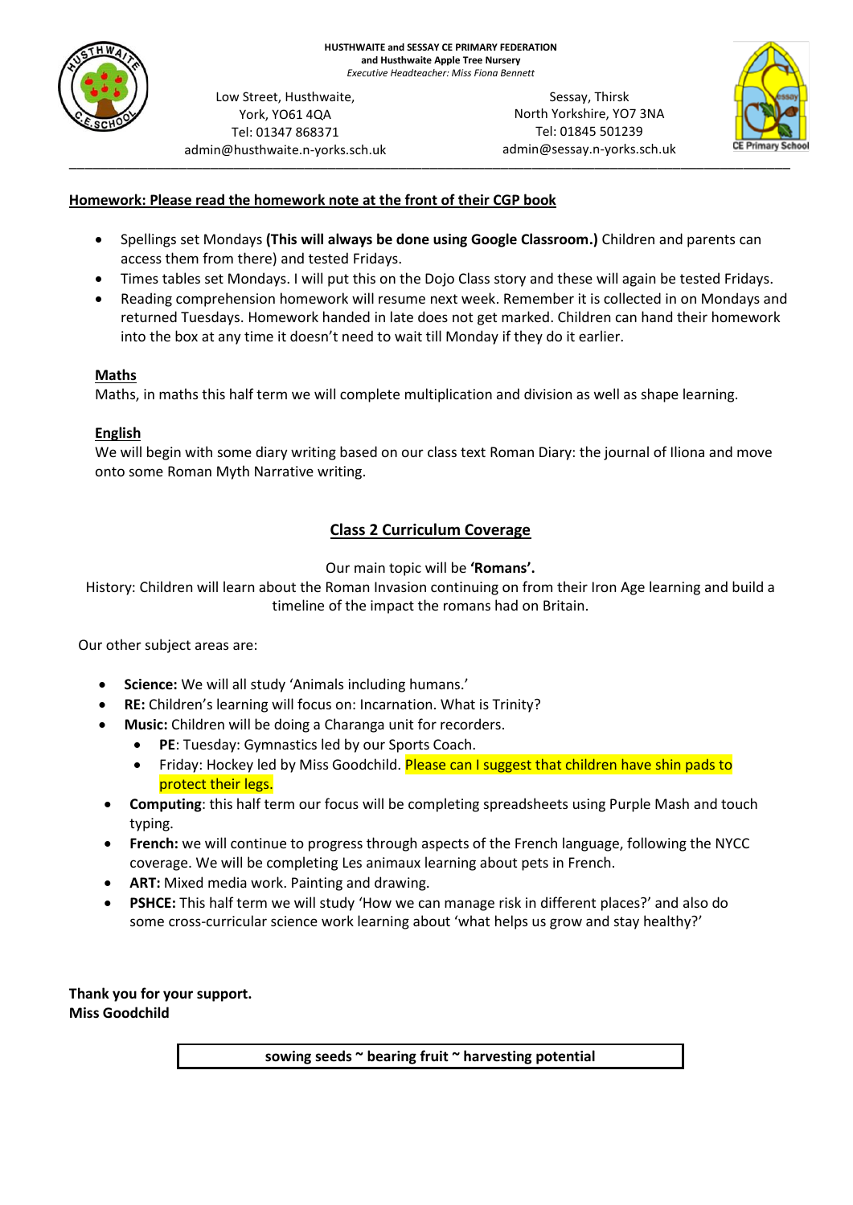HUSTHWAITE and SESSAY CE PRIMARY FEDERATION
and Husthwaite Apple Tree Nursery
*Executive Headteacher: Miss Fiona Bennett*

Low Street, Husthwaite,
York, YO61 4QA
Tel: 01347 868371
admin@husthwaite.n-yorks.sch.uk

Sessay, Thirsk
North Yorkshire, YO7 3NA
Tel: 01845 501239
admin@sessay.n-yorks.sch.uk

**Homework: Please read the homework note at the front of their CGP book**

- Spellings set Mondays **(This will always be done using Google Classroom.)** Children and parents can access them from there) and tested Fridays.
- Times tables set Mondays. I will put this on the Dojo Class story and these will again be tested Fridays.
- Reading comprehension homework will resume next week. Remember it is collected in on Mondays and returned Tuesdays. Homework handed in late does not get marked. Children can hand their homework into the box at any time it doesn't need to wait till Monday if they do it earlier.

**Maths**
Maths, in maths this half term we will complete multiplication and division as well as shape learning.

**English**
We will begin with some diary writing based on our class text Roman Diary: the journal of Iliona and move onto some Roman Myth Narrative writing.

## Class 2 Curriculum Coverage

Our main topic will be **'Romans'.**
History: Children will learn about the Roman Invasion continuing on from their Iron Age learning and build a timeline of the impact the romans had on Britain.

Our other subject areas are:

- **Science:** We will all study 'Animals including humans.'
- **RE:** Children's learning will focus on: Incarnation. What is Trinity?
- **Music:** Children will be doing a Charanga unit for recorders.
  - **PE**: Tuesday: Gymnastics led by our Sports Coach.
  - Friday: Hockey led by Miss Goodchild. Please can I suggest that children have shin pads to protect their legs.
- **Computing**: this half term our focus will be completing spreadsheets using Purple Mash and touch typing.
- **French:** we will continue to progress through aspects of the French language, following the NYCC coverage. We will be completing Les animaux learning about pets in French.
- **ART:** Mixed media work. Painting and drawing.
- **PSHCE:** This half term we will study 'How we can manage risk in different places?' and also do some cross-curricular science work learning about 'what helps us grow and stay healthy?'

**Thank you for your support.**
**Miss Goodchild**

**sowing seeds ~ bearing fruit ~ harvesting potential**